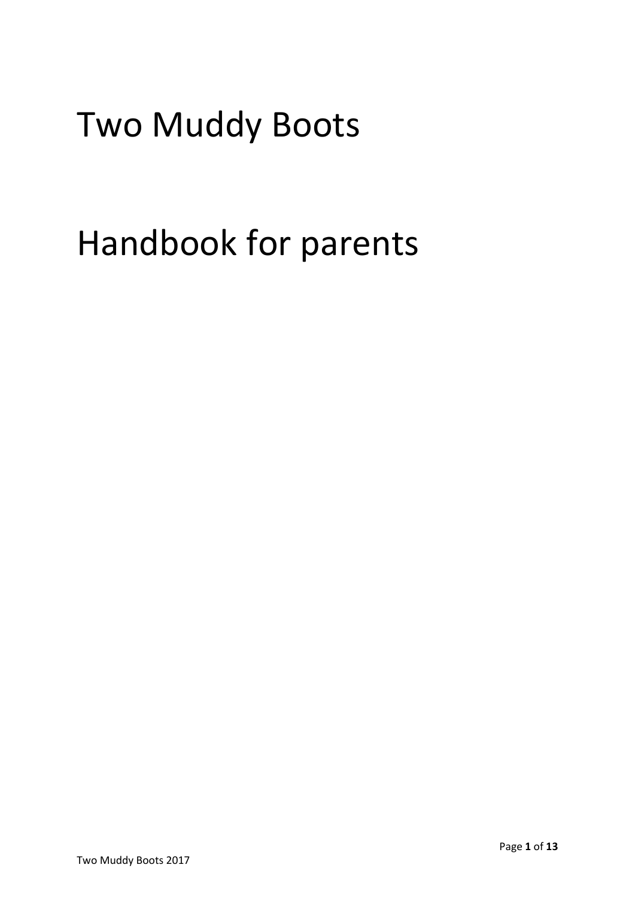# Two Muddy Boots

# Handbook for parents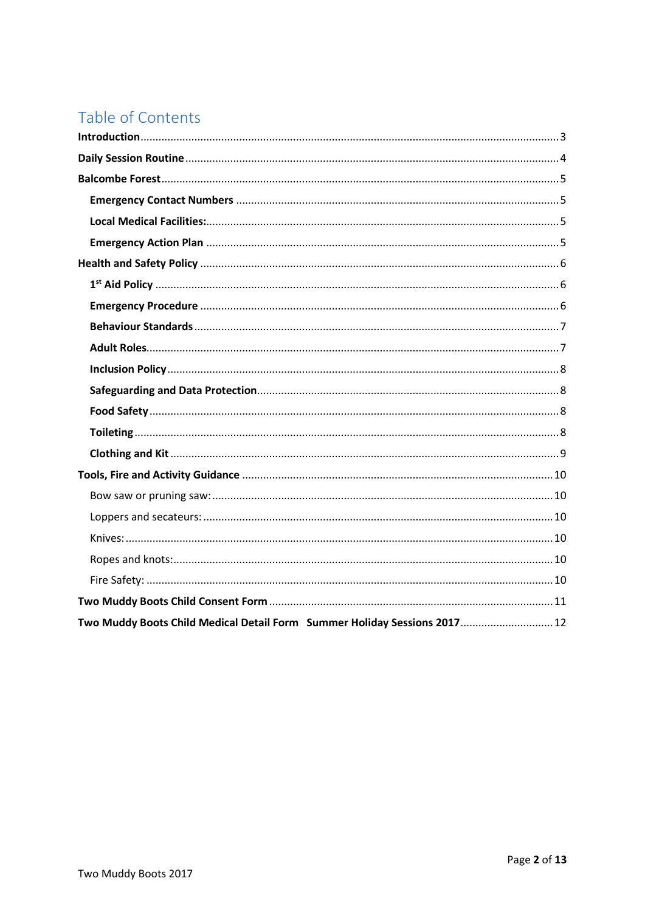# Table of Contents

**Introduction** ..... 3

**Daily Session Routine** ..... 4

**Balcombe Forest** ..... 5

- **Emergency Contact Numbers** ..... 5
- **Local Medical Facilities:** ..... 5
- **Emergency Action Plan** ..... 5

**Health and Safety Policy** ..... 6

- **1st Aid Policy** ..... 6
- **Emergency Procedure** ..... 6
- **Behaviour Standards** ..... 7
- **Adult Roles** ..... 7
- **Inclusion Policy** ..... 8
- **Safeguarding and Data Protection** ..... 8
- **Food Safety** ..... 8
- **Toileting** ..... 8
- **Clothing and Kit** ..... 9

**Tools, Fire and Activity Guidance** ..... 10

- Bow saw or pruning saw: ..... 10
- Loppers and secateurs: ..... 10
- Knives: ..... 10
- Ropes and knots: ..... 10
- Fire Safety: ..... 10

**Two Muddy Boots Child Consent Form** ..... 11

**Two Muddy Boots Child Medical Detail Form Summer Holiday Sessions 2017** ..... 12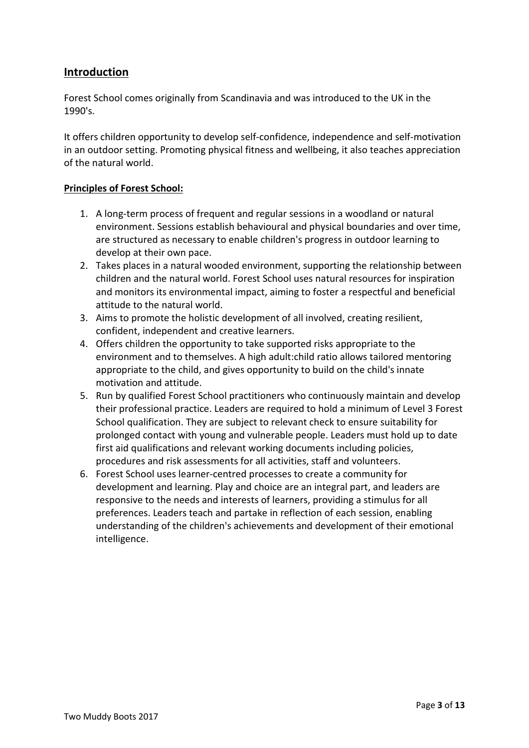## Introduction

Forest School comes originally from Scandinavia and was introduced to the UK in the 1990's.

It offers children opportunity to develop self-confidence, independence and self-motivation in an outdoor setting. Promoting physical fitness and wellbeing, it also teaches appreciation of the natural world.

**Principles of Forest School:**

1. A long-term process of frequent and regular sessions in a woodland or natural environment. Sessions establish behavioural and physical boundaries and over time, are structured as necessary to enable children's progress in outdoor learning to develop at their own pace.
2. Takes places in a natural wooded environment, supporting the relationship between children and the natural world. Forest School uses natural resources for inspiration and monitors its environmental impact, aiming to foster a respectful and beneficial attitude to the natural world.
3. Aims to promote the holistic development of all involved, creating resilient, confident, independent and creative learners.
4. Offers children the opportunity to take supported risks appropriate to the environment and to themselves. A high adult:child ratio allows tailored mentoring appropriate to the child, and gives opportunity to build on the child's innate motivation and attitude.
5. Run by qualified Forest School practitioners who continuously maintain and develop their professional practice. Leaders are required to hold a minimum of Level 3 Forest School qualification. They are subject to relevant check to ensure suitability for prolonged contact with young and vulnerable people. Leaders must hold up to date first aid qualifications and relevant working documents including policies, procedures and risk assessments for all activities, staff and volunteers.
6. Forest School uses learner-centred processes to create a community for development and learning. Play and choice are an integral part, and leaders are responsive to the needs and interests of learners, providing a stimulus for all preferences. Leaders teach and partake in reflection of each session, enabling understanding of the children's achievements and development of their emotional intelligence.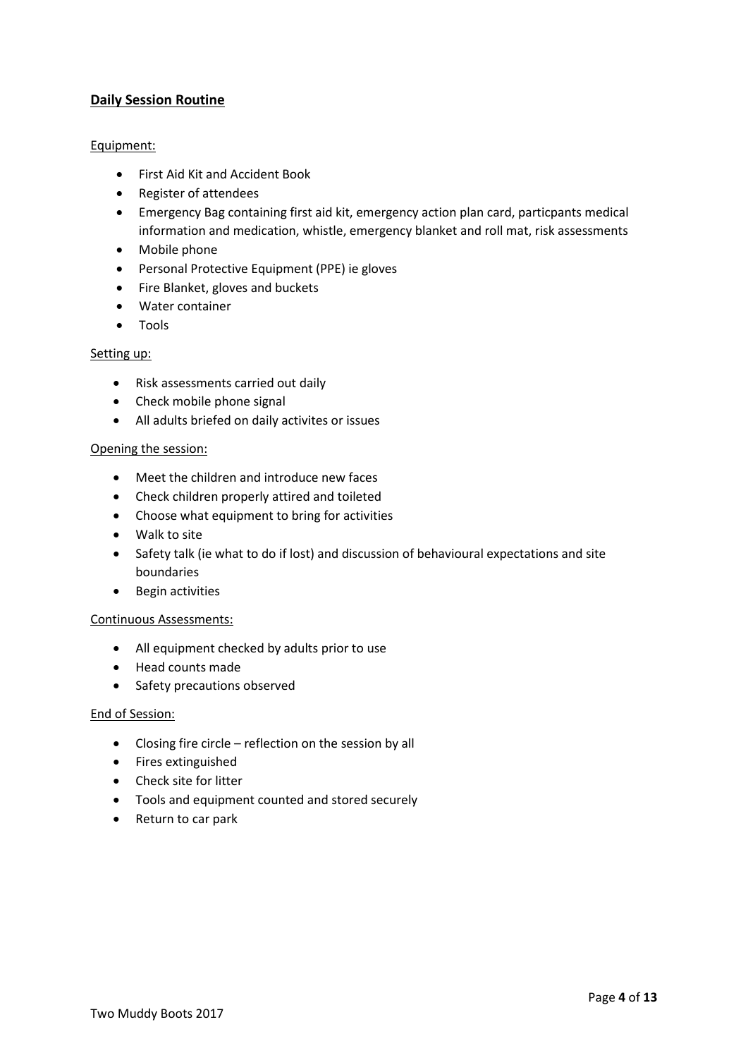## Daily Session Routine

Equipment:

- First Aid Kit and Accident Book
- Register of attendees
- Emergency Bag containing first aid kit, emergency action plan card, particpants medical information and medication, whistle, emergency blanket and roll mat, risk assessments
- Mobile phone
- Personal Protective Equipment (PPE) ie gloves
- Fire Blanket, gloves and buckets
- Water container
- Tools

Setting up:

- Risk assessments carried out daily
- Check mobile phone signal
- All adults briefed on daily activites or issues

Opening the session:

- Meet the children and introduce new faces
- Check children properly attired and toileted
- Choose what equipment to bring for activities
- Walk to site
- Safety talk (ie what to do if lost) and discussion of behavioural expectations and site boundaries
- Begin activities

Continuous Assessments:

- All equipment checked by adults prior to use
- Head counts made
- Safety precautions observed

End of Session:

- Closing fire circle – reflection on the session by all
- Fires extinguished
- Check site for litter
- Tools and equipment counted and stored securely
- Return to car park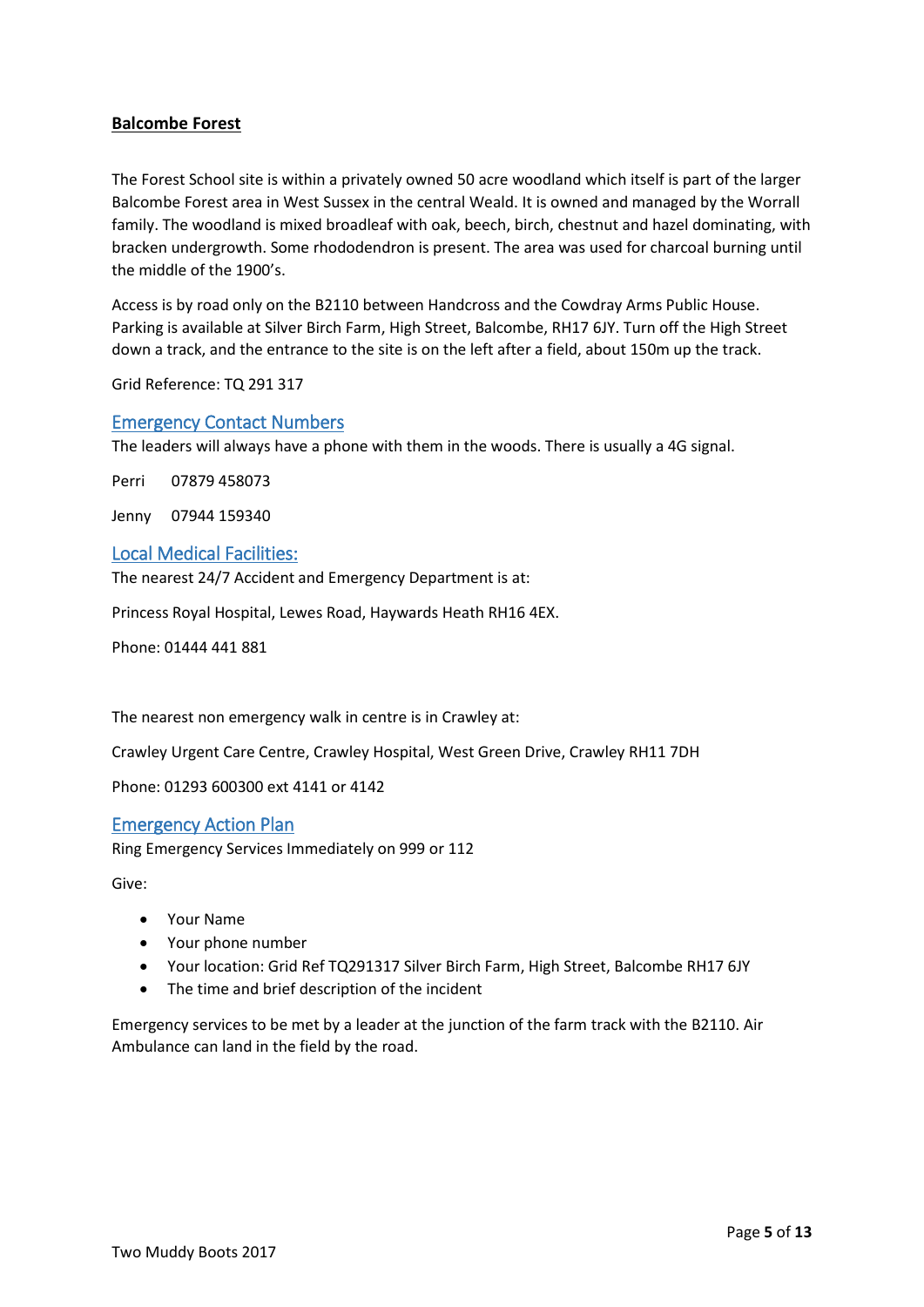## Balcombe Forest

The Forest School site is within a privately owned 50 acre woodland which itself is part of the larger Balcombe Forest area in West Sussex in the central Weald. It is owned and managed by the Worrall family. The woodland is mixed broadleaf with oak, beech, birch, chestnut and hazel dominating, with bracken undergrowth. Some rhododendron is present. The area was used for charcoal burning until the middle of the 1900's.

Access is by road only on the B2110 between Handcross and the Cowdray Arms Public House. Parking is available at Silver Birch Farm, High Street, Balcombe, RH17 6JY. Turn off the High Street down a track, and the entrance to the site is on the left after a field, about 150m up the track.

Grid Reference: TQ 291 317

### Emergency Contact Numbers

The leaders will always have a phone with them in the woods. There is usually a 4G signal.

Perri 07879 458073

Jenny 07944 159340

### Local Medical Facilities:

The nearest 24/7 Accident and Emergency Department is at:

Princess Royal Hospital, Lewes Road, Haywards Heath RH16 4EX.

Phone: 01444 441 881

The nearest non emergency walk in centre is in Crawley at:

Crawley Urgent Care Centre, Crawley Hospital, West Green Drive, Crawley RH11 7DH

Phone: 01293 600300 ext 4141 or 4142

### Emergency Action Plan

Ring Emergency Services Immediately on 999 or 112

Give:

- Your Name
- Your phone number
- Your location: Grid Ref TQ291317 Silver Birch Farm, High Street, Balcombe RH17 6JY
- The time and brief description of the incident

Emergency services to be met by a leader at the junction of the farm track with the B2110. Air Ambulance can land in the field by the road.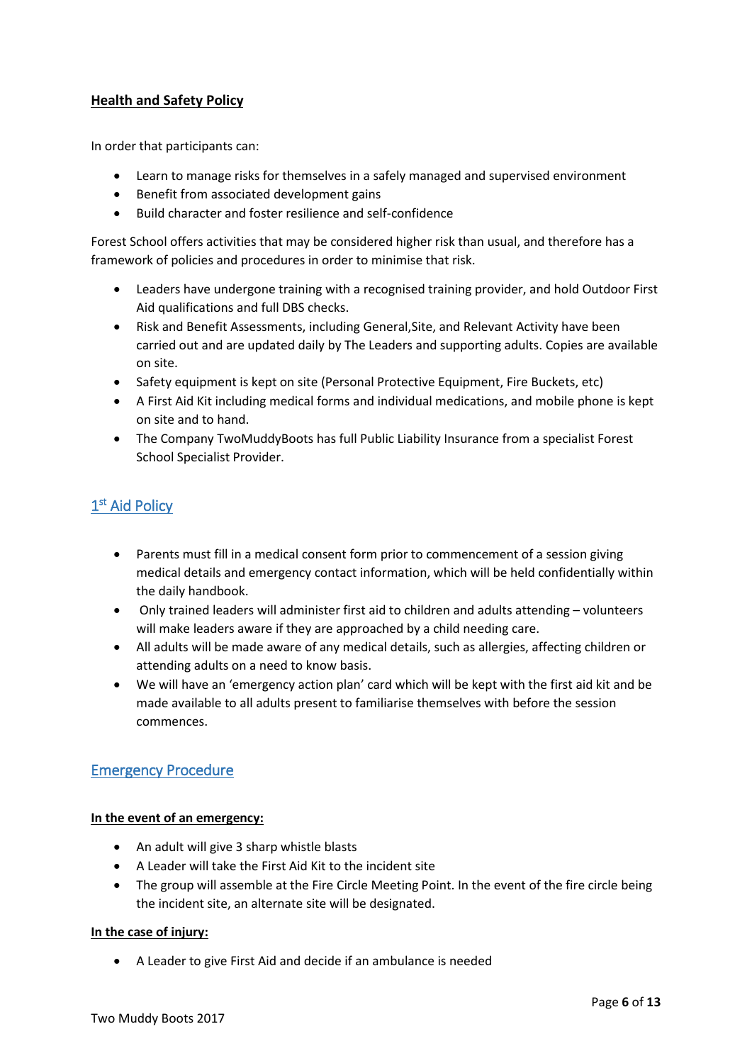## Health and Safety Policy

In order that participants can:

- Learn to manage risks for themselves in a safely managed and supervised environment
- Benefit from associated development gains
- Build character and foster resilience and self-confidence

Forest School offers activities that may be considered higher risk than usual, and therefore has a framework of policies and procedures in order to minimise that risk.

- Leaders have undergone training with a recognised training provider, and hold Outdoor First Aid qualifications and full DBS checks.
- Risk and Benefit Assessments, including General,Site, and Relevant Activity have been carried out and are updated daily by The Leaders and supporting adults. Copies are available on site.
- Safety equipment is kept on site (Personal Protective Equipment, Fire Buckets, etc)
- A First Aid Kit including medical forms and individual medications, and mobile phone is kept on site and to hand.
- The Company TwoMuddyBoots has full Public Liability Insurance from a specialist Forest School Specialist Provider.

## 1st Aid Policy

- Parents must fill in a medical consent form prior to commencement of a session giving medical details and emergency contact information, which will be held confidentially within the daily handbook.
- Only trained leaders will administer first aid to children and adults attending – volunteers will make leaders aware if they are approached by a child needing care.
- All adults will be made aware of any medical details, such as allergies, affecting children or attending adults on a need to know basis.
- We will have an 'emergency action plan' card which will be kept with the first aid kit and be made available to all adults present to familiarise themselves with before the session commences.

## Emergency Procedure

**In the event of an emergency:**

- An adult will give 3 sharp whistle blasts
- A Leader will take the First Aid Kit to the incident site
- The group will assemble at the Fire Circle Meeting Point. In the event of the fire circle being the incident site, an alternate site will be designated.

**In the case of injury:**

- A Leader to give First Aid and decide if an ambulance is needed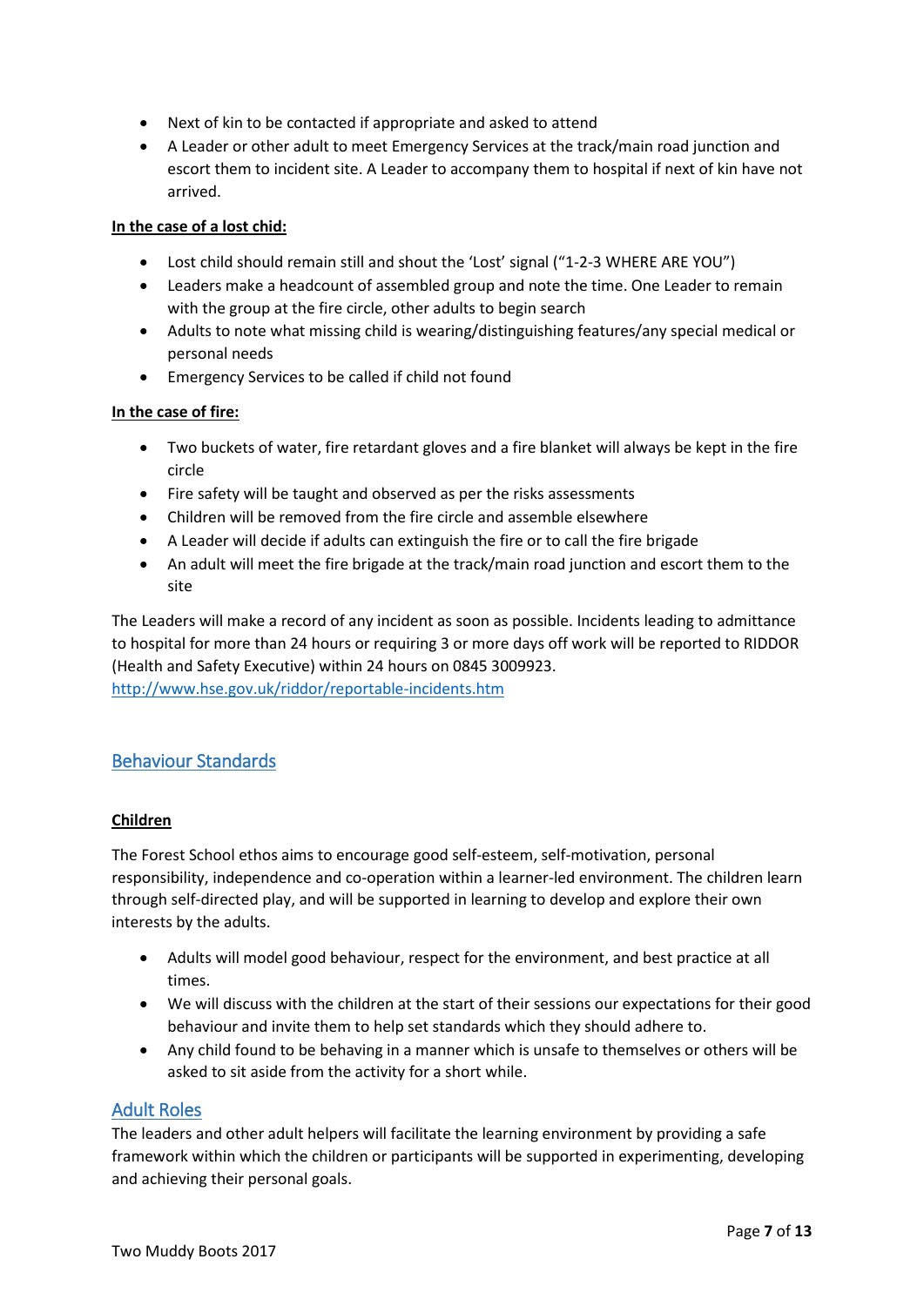- Next of kin to be contacted if appropriate and asked to attend
- A Leader or other adult to meet Emergency Services at the track/main road junction and escort them to incident site. A Leader to accompany them to hospital if next of kin have not arrived.

**In the case of a lost chid:**

- Lost child should remain still and shout the 'Lost' signal ("1-2-3 WHERE ARE YOU")
- Leaders make a headcount of assembled group and note the time. One Leader to remain with the group at the fire circle, other adults to begin search
- Adults to note what missing child is wearing/distinguishing features/any special medical or personal needs
- Emergency Services to be called if child not found

**In the case of fire:**

- Two buckets of water, fire retardant gloves and a fire blanket will always be kept in the fire circle
- Fire safety will be taught and observed as per the risks assessments
- Children will be removed from the fire circle and assemble elsewhere
- A Leader will decide if adults can extinguish the fire or to call the fire brigade
- An adult will meet the fire brigade at the track/main road junction and escort them to the site

The Leaders will make a record of any incident as soon as possible. Incidents leading to admittance to hospital for more than 24 hours or requiring 3 or more days off work will be reported to RIDDOR (Health and Safety Executive) within 24 hours on 0845 3009923.
http://www.hse.gov.uk/riddor/reportable-incidents.htm

## Behaviour Standards

**Children**

The Forest School ethos aims to encourage good self-esteem, self-motivation, personal responsibility, independence and co-operation within a learner-led environment. The children learn through self-directed play, and will be supported in learning to develop and explore their own interests by the adults.

- Adults will model good behaviour, respect for the environment, and best practice at all times.
- We will discuss with the children at the start of their sessions our expectations for their good behaviour and invite them to help set standards which they should adhere to.
- Any child found to be behaving in a manner which is unsafe to themselves or others will be asked to sit aside from the activity for a short while.

## Adult Roles

The leaders and other adult helpers will facilitate the learning environment by providing a safe framework within which the children or participants will be supported in experimenting, developing and achieving their personal goals.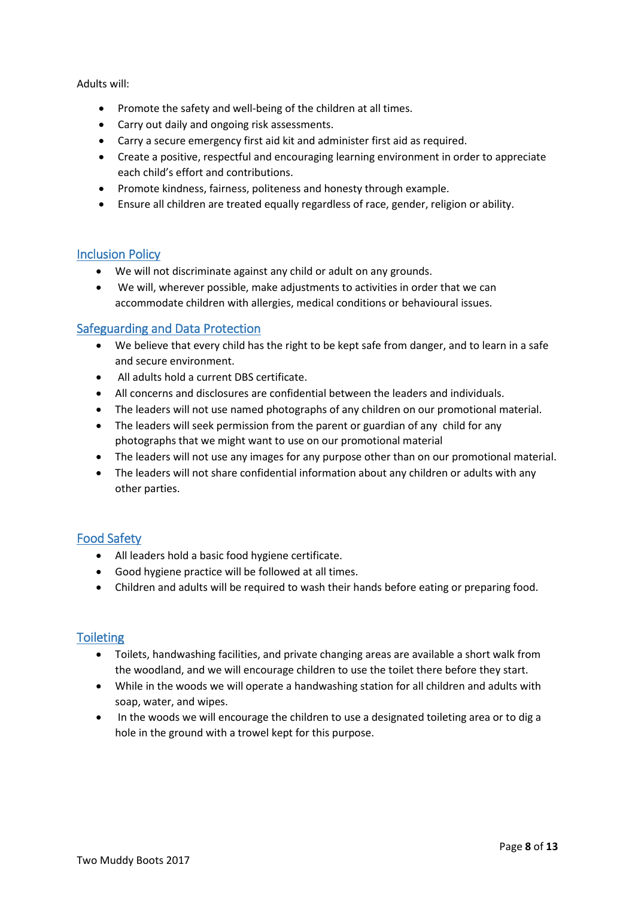Adults will:

- Promote the safety and well-being of the children at all times.
- Carry out daily and ongoing risk assessments.
- Carry a secure emergency first aid kit and administer first aid as required.
- Create a positive, respectful and encouraging learning environment in order to appreciate each child's effort and contributions.
- Promote kindness, fairness, politeness and honesty through example.
- Ensure all children are treated equally regardless of race, gender, religion or ability.

## Inclusion Policy

- We will not discriminate against any child or adult on any grounds.
- We will, wherever possible, make adjustments to activities in order that we can accommodate children with allergies, medical conditions or behavioural issues.

## Safeguarding and Data Protection

- We believe that every child has the right to be kept safe from danger, and to learn in a safe and secure environment.
- All adults hold a current DBS certificate.
- All concerns and disclosures are confidential between the leaders and individuals.
- The leaders will not use named photographs of any children on our promotional material.
- The leaders will seek permission from the parent or guardian of any child for any photographs that we might want to use on our promotional material
- The leaders will not use any images for any purpose other than on our promotional material.
- The leaders will not share confidential information about any children or adults with any other parties.

## Food Safety

- All leaders hold a basic food hygiene certificate.
- Good hygiene practice will be followed at all times.
- Children and adults will be required to wash their hands before eating or preparing food.

## Toileting

- Toilets, handwashing facilities, and private changing areas are available a short walk from the woodland, and we will encourage children to use the toilet there before they start.
- While in the woods we will operate a handwashing station for all children and adults with soap, water, and wipes.
- In the woods we will encourage the children to use a designated toileting area or to dig a hole in the ground with a trowel kept for this purpose.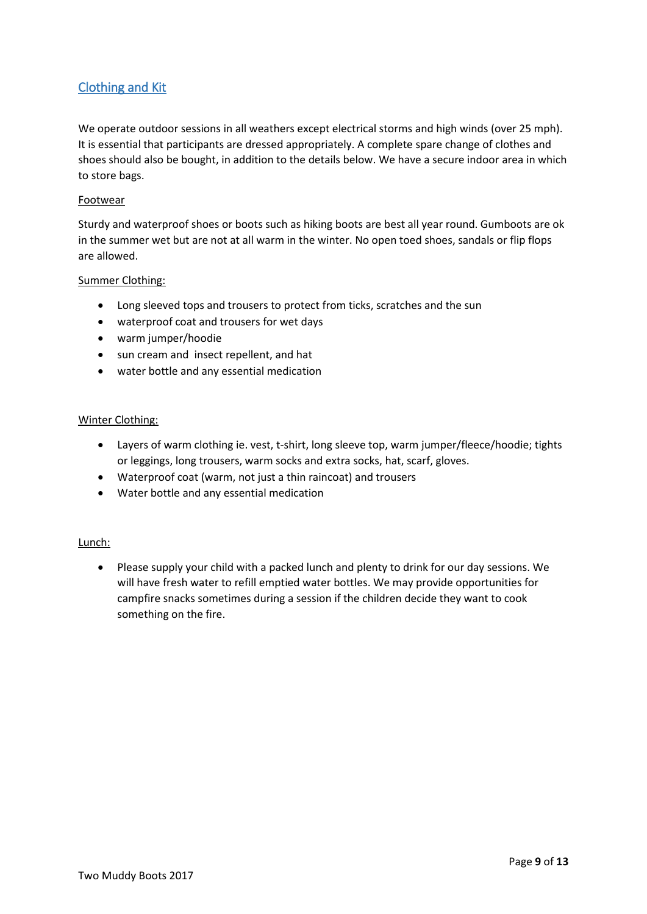## Clothing and Kit

We operate outdoor sessions in all weathers except electrical storms and high winds (over 25 mph). It is essential that participants are dressed appropriately. A complete spare change of clothes and shoes should also be bought, in addition to the details below. We have a secure indoor area in which to store bags.

Footwear

Sturdy and waterproof shoes or boots such as hiking boots are best all year round. Gumboots are ok in the summer wet but are not at all warm in the winter. No open toed shoes, sandals or flip flops are allowed.

Summer Clothing:

- Long sleeved tops and trousers to protect from ticks, scratches and the sun
- waterproof coat and trousers for wet days
- warm jumper/hoodie
- sun cream and insect repellent, and hat
- water bottle and any essential medication

Winter Clothing:

- Layers of warm clothing ie. vest, t-shirt, long sleeve top, warm jumper/fleece/hoodie; tights or leggings, long trousers, warm socks and extra socks, hat, scarf, gloves.
- Waterproof coat (warm, not just a thin raincoat) and trousers
- Water bottle and any essential medication

Lunch:

- Please supply your child with a packed lunch and plenty to drink for our day sessions. We will have fresh water to refill emptied water bottles. We may provide opportunities for campfire snacks sometimes during a session if the children decide they want to cook something on the fire.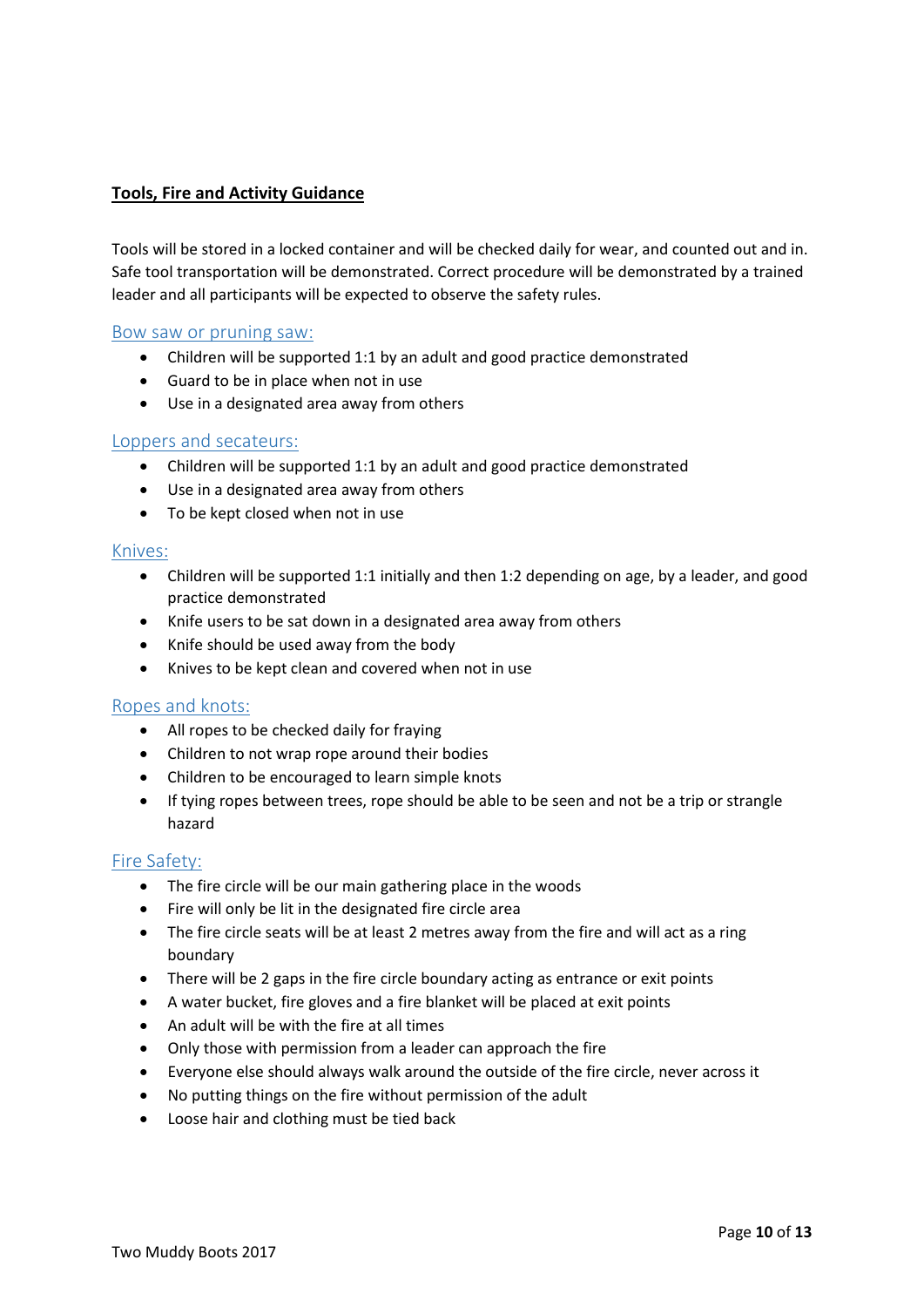## Tools, Fire and Activity Guidance

Tools will be stored in a locked container and will be checked daily for wear, and counted out and in. Safe tool transportation will be demonstrated. Correct procedure will be demonstrated by a trained leader and all participants will be expected to observe the safety rules.

### Bow saw or pruning saw:

- Children will be supported 1:1 by an adult and good practice demonstrated
- Guard to be in place when not in use
- Use in a designated area away from others

### Loppers and secateurs:

- Children will be supported 1:1 by an adult and good practice demonstrated
- Use in a designated area away from others
- To be kept closed when not in use

### Knives:

- Children will be supported 1:1 initially and then 1:2 depending on age, by a leader, and good practice demonstrated
- Knife users to be sat down in a designated area away from others
- Knife should be used away from the body
- Knives to be kept clean and covered when not in use

### Ropes and knots:

- All ropes to be checked daily for fraying
- Children to not wrap rope around their bodies
- Children to be encouraged to learn simple knots
- If tying ropes between trees, rope should be able to be seen and not be a trip or strangle hazard

### Fire Safety:

- The fire circle will be our main gathering place in the woods
- Fire will only be lit in the designated fire circle area
- The fire circle seats will be at least 2 metres away from the fire and will act as a ring boundary
- There will be 2 gaps in the fire circle boundary acting as entrance or exit points
- A water bucket, fire gloves and a fire blanket will be placed at exit points
- An adult will be with the fire at all times
- Only those with permission from a leader can approach the fire
- Everyone else should always walk around the outside of the fire circle, never across it
- No putting things on the fire without permission of the adult
- Loose hair and clothing must be tied back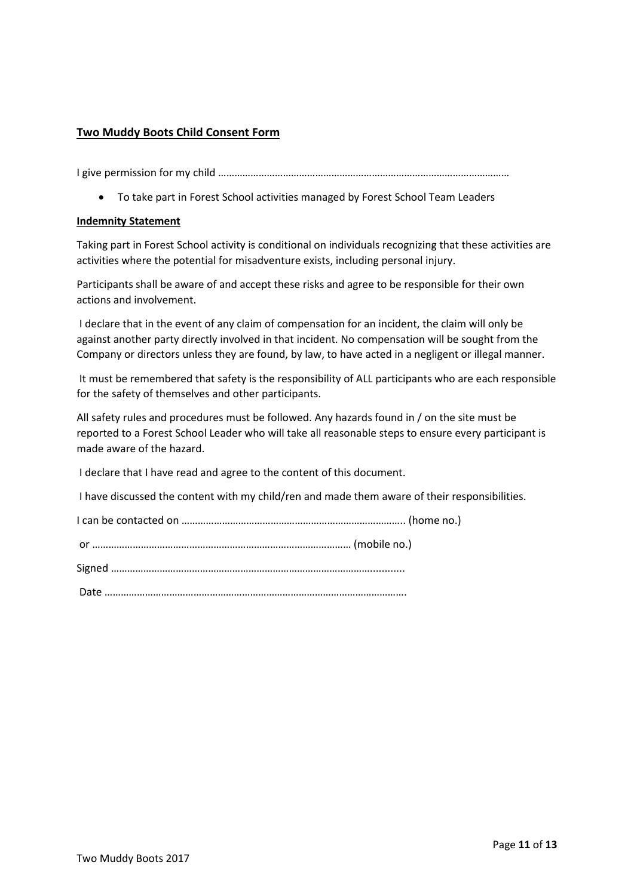**Two Muddy Boots Child Consent Form**

I give permission for my child ……………………………………………………………………………………………

- To take part in Forest School activities managed by Forest School Team Leaders

**Indemnity Statement**

Taking part in Forest School activity is conditional on individuals recognizing that these activities are activities where the potential for misadventure exists, including personal injury.

Participants shall be aware of and accept these risks and agree to be responsible for their own actions and involvement.

I declare that in the event of any claim of compensation for an incident, the claim will only be against another party directly involved in that incident. No compensation will be sought from the Company or directors unless they are found, by law, to have acted in a negligent or illegal manner.

It must be remembered that safety is the responsibility of ALL participants who are each responsible for the safety of themselves and other participants.

All safety rules and procedures must be followed. Any hazards found in / on the site must be reported to a Forest School Leader who will take all reasonable steps to ensure every participant is made aware of the hazard.

I declare that I have read and agree to the content of this document.

I have discussed the content with my child/ren and made them aware of their responsibilities.

I can be contacted on ……………………………………………………………………….. (home no.)

or …………………………………………………………………………………… (mobile no.)

Signed …………………………………………………………………………………….........

Date ………………………………………………………………………………………………….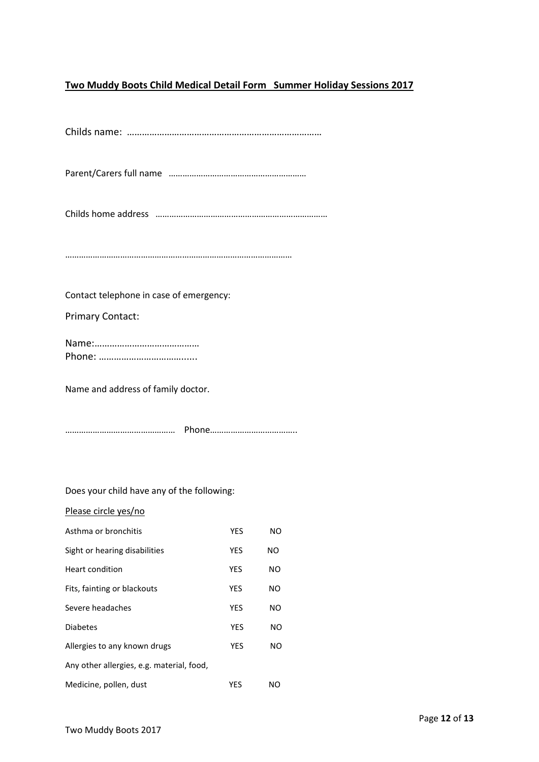**Two Muddy Boots Child Medical Detail Form Summer Holiday Sessions 2017**

Childs name: ……………………………………………………………………

Parent/Carers full name ……………………………………………………

Childs home address ………………………………………………………………

………………………………………………………………………………………

Contact telephone in case of emergency:

Primary Contact:

Name:……………………………………
Phone: ……………………………….....

Name and address of family doctor.

……………………………………… Phone………………………………..

Does your child have any of the following:

Please circle yes/no

| | | |
|---|---|---|
| Asthma or bronchitis | YES | NO |
| Sight or hearing disabilities | YES | NO |
| Heart condition | YES | NO |
| Fits, fainting or blackouts | YES | NO |
| Severe headaches | YES | NO |
| Diabetes | YES | NO |
| Allergies to any known drugs | YES | NO |
| Any other allergies, e.g. material, food, Medicine, pollen, dust | YES | NO |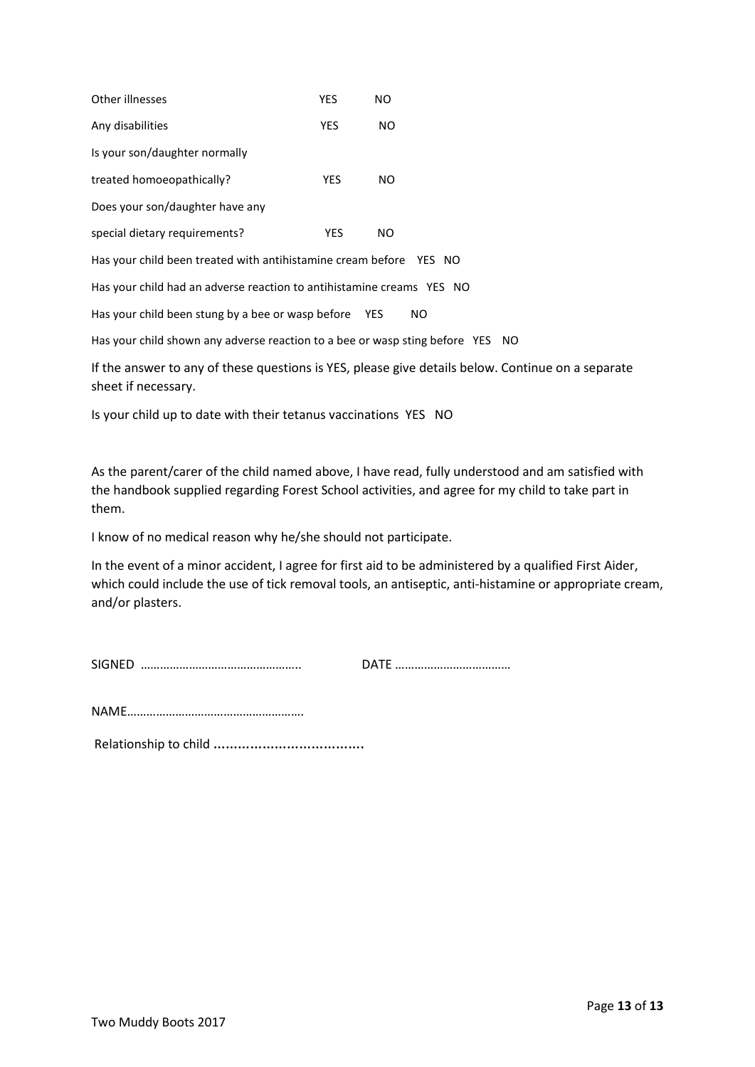Other illnesses YES NO

Any disabilities YES NO

Is your son/daughter normally
treated homoeopathically? YES NO

Does your son/daughter have any
special dietary requirements? YES NO

Has your child been treated with antihistamine cream before YES NO

Has your child had an adverse reaction to antihistamine creams YES NO

Has your child been stung by a bee or wasp before YES NO

Has your child shown any adverse reaction to a bee or wasp sting before YES NO

If the answer to any of these questions is YES, please give details below. Continue on a separate sheet if necessary.

Is your child up to date with their tetanus vaccinations YES NO

As the parent/carer of the child named above, I have read, fully understood and am satisfied with the handbook supplied regarding Forest School activities, and agree for my child to take part in them.

I know of no medical reason why he/she should not participate.

In the event of a minor accident, I agree for first aid to be administered by a qualified First Aider, which could include the use of tick removal tools, an antiseptic, anti-histamine or appropriate cream, and/or plasters.

SIGNED ………………………………………….. DATE ………………………………

NAME……………………………………………….

Relationship to child ......................................

Two Muddy Boots 2017